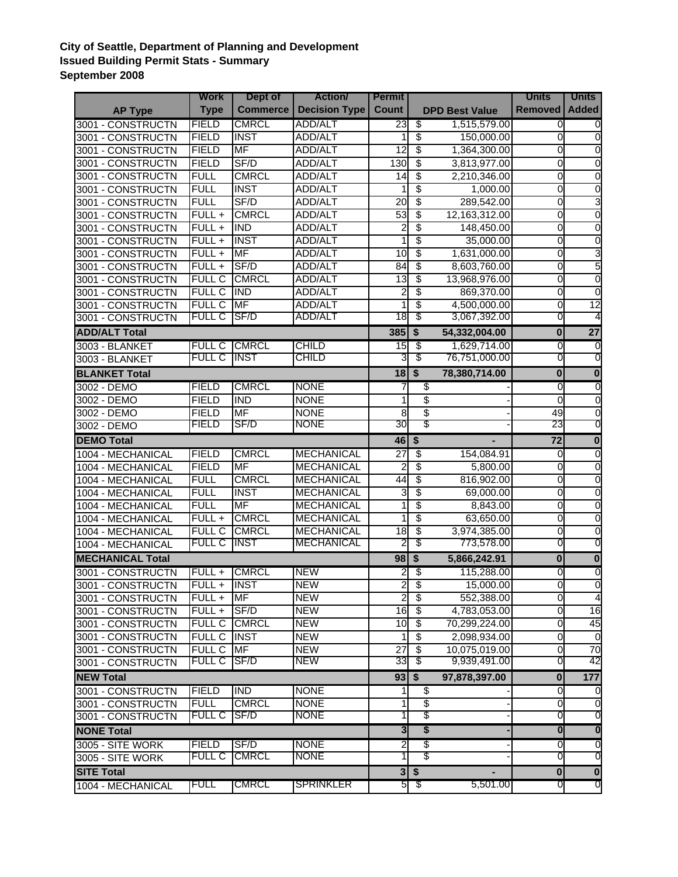**City of Seattle, Department of Planning and Development**
**Issued Building Permit Stats - Summary**
**September 2008**

| AP Type | Work Type | Dept of Commerce | Action/ Decision Type | Permit Count | DPD Best Value | Units Removed | Units Added |
|---|---|---|---|---|---|---|---|
| 3001 - CONSTRUCTN | FIELD | CMRCL | ADD/ALT | 23 | $ 1,515,579.00 | 0 | 0 |
| 3001 - CONSTRUCTN | FIELD | INST | ADD/ALT | 1 | $ 150,000.00 | 0 | 0 |
| 3001 - CONSTRUCTN | FIELD | MF | ADD/ALT | 12 | $ 1,364,300.00 | 0 | 0 |
| 3001 - CONSTRUCTN | FIELD | SF/D | ADD/ALT | 130 | $ 3,813,977.00 | 0 | 0 |
| 3001 - CONSTRUCTN | FULL | CMRCL | ADD/ALT | 14 | $ 2,210,346.00 | 0 | 0 |
| 3001 - CONSTRUCTN | FULL | INST | ADD/ALT | 1 | $ 1,000.00 | 0 | 0 |
| 3001 - CONSTRUCTN | FULL | SF/D | ADD/ALT | 20 | $ 289,542.00 | 0 | 3 |
| 3001 - CONSTRUCTN | FULL + | CMRCL | ADD/ALT | 53 | $ 12,163,312.00 | 0 | 0 |
| 3001 - CONSTRUCTN | FULL + | IND | ADD/ALT | 2 | $ 148,450.00 | 0 | 0 |
| 3001 - CONSTRUCTN | FULL + | INST | ADD/ALT | 1 | $ 35,000.00 | 0 | 0 |
| 3001 - CONSTRUCTN | FULL + | MF | ADD/ALT | 10 | $ 1,631,000.00 | 0 | 3 |
| 3001 - CONSTRUCTN | FULL + | SF/D | ADD/ALT | 84 | $ 8,603,760.00 | 0 | 5 |
| 3001 - CONSTRUCTN | FULL C | CMRCL | ADD/ALT | 13 | $ 13,968,976.00 | 0 | 0 |
| 3001 - CONSTRUCTN | FULL C | IND | ADD/ALT | 2 | $ 869,370.00 | 0 | 0 |
| 3001 - CONSTRUCTN | FULL C | MF | ADD/ALT | 1 | $ 4,500,000.00 | 0 | 12 |
| 3001 - CONSTRUCTN | FULL C | SF/D | ADD/ALT | 18 | $ 3,067,392.00 | 0 | 4 |
| **ADD/ALT Total** | | | | **385** | **$ 54,332,004.00** | **0** | **27** |
| 3003 - BLANKET | FULL C | CMRCL | CHILD | 15 | $ 1,629,714.00 | 0 | 0 |
| 3003 - BLANKET | FULL C | INST | CHILD | 3 | $ 76,751,000.00 | 0 | 0 |
| **BLANKET Total** | | | | **18** | **$ 78,380,714.00** | **0** | **0** |
| 3002 - DEMO | FIELD | CMRCL | NONE | 7 | $ - | 0 | 0 |
| 3002 - DEMO | FIELD | IND | NONE | 1 | $ - | 0 | 0 |
| 3002 - DEMO | FIELD | MF | NONE | 8 | $ - | 49 | 0 |
| 3002 - DEMO | FIELD | SF/D | NONE | 30 | $ - | 23 | 0 |
| **DEMO Total** | | | | **46** | **$ -** | **72** | **0** |
| 1004 - MECHANICAL | FIELD | CMRCL | MECHANICAL | 27 | $ 154,084.91 | 0 | 0 |
| 1004 - MECHANICAL | FIELD | MF | MECHANICAL | 2 | $ 5,800.00 | 0 | 0 |
| 1004 - MECHANICAL | FULL | CMRCL | MECHANICAL | 44 | $ 816,902.00 | 0 | 0 |
| 1004 - MECHANICAL | FULL | INST | MECHANICAL | 3 | $ 69,000.00 | 0 | 0 |
| 1004 - MECHANICAL | FULL | MF | MECHANICAL | 1 | $ 8,843.00 | 0 | 0 |
| 1004 - MECHANICAL | FULL + | CMRCL | MECHANICAL | 1 | $ 63,650.00 | 0 | 0 |
| 1004 - MECHANICAL | FULL C | CMRCL | MECHANICAL | 18 | $ 3,974,385.00 | 0 | 0 |
| 1004 - MECHANICAL | FULL C | INST | MECHANICAL | 2 | $ 773,578.00 | 0 | 0 |
| **MECHANICAL Total** | | | | **98** | **$ 5,866,242.91** | **0** | **0** |
| 3001 - CONSTRUCTN | FULL + | CMRCL | NEW | 2 | $ 115,288.00 | 0 | 0 |
| 3001 - CONSTRUCTN | FULL + | INST | NEW | 2 | $ 15,000.00 | 0 | 0 |
| 3001 - CONSTRUCTN | FULL + | MF | NEW | 2 | $ 552,388.00 | 0 | 4 |
| 3001 - CONSTRUCTN | FULL + | SF/D | NEW | 16 | $ 4,783,053.00 | 0 | 16 |
| 3001 - CONSTRUCTN | FULL C | CMRCL | NEW | 10 | $ 70,299,224.00 | 0 | 45 |
| 3001 - CONSTRUCTN | FULL C | INST | NEW | 1 | $ 2,098,934.00 | 0 | 0 |
| 3001 - CONSTRUCTN | FULL C | MF | NEW | 27 | $ 10,075,019.00 | 0 | 70 |
| 3001 - CONSTRUCTN | FULL C | SF/D | NEW | 33 | $ 9,939,491.00 | 0 | 42 |
| **NEW Total** | | | | **93** | **$ 97,878,397.00** | **0** | **177** |
| 3001 - CONSTRUCTN | FIELD | IND | NONE | 1 | $ - | 0 | 0 |
| 3001 - CONSTRUCTN | FULL | CMRCL | NONE | 1 | $ - | 0 | 0 |
| 3001 - CONSTRUCTN | FULL C | SF/D | NONE | 1 | $ - | 0 | 0 |
| **NONE Total** | | | | **3** | **$ -** | **0** | **0** |
| 3005 - SITE WORK | FIELD | SF/D | NONE | 2 | $ - | 0 | 0 |
| 3005 - SITE WORK | FULL C | CMRCL | NONE | 1 | $ - | 0 | 0 |
| **SITE Total** | | | | **3** | **$ -** | **0** | **0** |
| 1004 - MECHANICAL | FULL | CMRCL | SPRINKLER | 5 | $ 5,501.00 | 0 | 0 |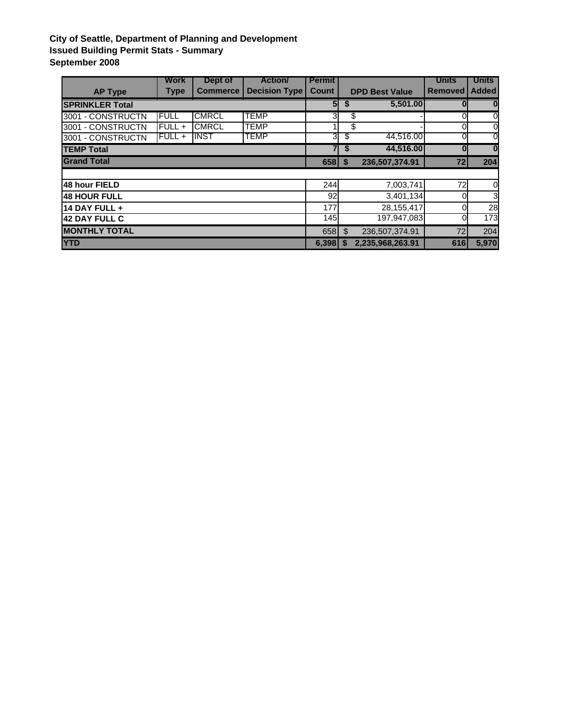**City of Seattle, Department of Planning and Development**
**Issued Building Permit Stats - Summary**
**September 2008**

| AP Type | Work Type | Dept of Commerce | Action/ Decision Type | Permit Count | DPD Best Value | Units Removed | Units Added |
|---|---|---|---|---|---|---|---|
| **SPRINKLER Total** | | | | **5** | **$ 5,501.00** | **0** | **0** |
| 3001 - CONSTRUCTN | FULL | CMRCL | TEMP | 3 | $ - | 0 | 0 |
| 3001 - CONSTRUCTN | FULL + | CMRCL | TEMP | 1 | $ - | 0 | 0 |
| 3001 - CONSTRUCTN | FULL + | INST | TEMP | 3 | $ 44,516.00 | 0 | 0 |
| **TEMP Total** | | | | **7** | **$ 44,516.00** | **0** | **0** |
| **Grand Total** | | | | **658** | **$ 236,507,374.91** | **72** | **204** |
| | | | | | | | |
| **48 hour FIELD** | | | | 244 | 7,003,741 | 72 | 0 |
| **48 HOUR FULL** | | | | 92 | 3,401,134 | 0 | 3 |
| **14 DAY FULL +** | | | | 177 | 28,155,417 | 0 | 28 |
| **42 DAY FULL C** | | | | 145 | 197,947,083 | 0 | 173 |
| **MONTHLY TOTAL** | | | | 658 | $ 236,507,374.91 | 72 | 204 |
| **YTD** | | | | **6,398** | **$ 2,235,968,263.91** | **616** | **5,970** |